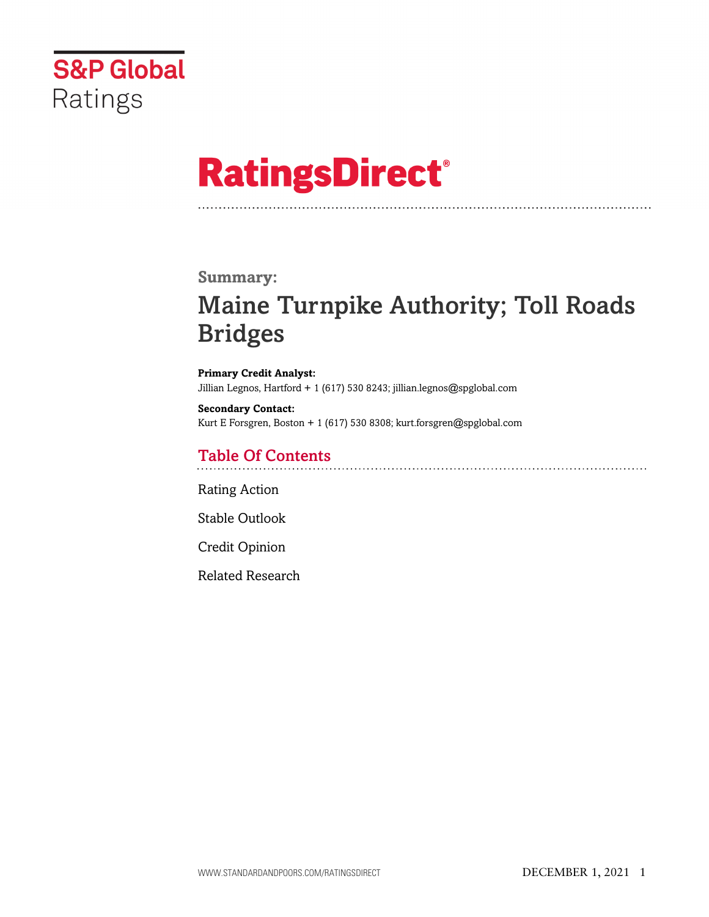S&P Global Ratings

# RatingsDirect®

**Summary:**

# Maine Turnpike Authority; Toll Roads Bridges

**Primary Credit Analyst:**
Jillian Legnos, Hartford + 1 (617) 530 8243; jillian.legnos@spglobal.com

**Secondary Contact:**
Kurt E Forsgren, Boston + 1 (617) 530 8308; kurt.forsgren@spglobal.com

## Table Of Contents

Rating Action

Stable Outlook

Credit Opinion

Related Research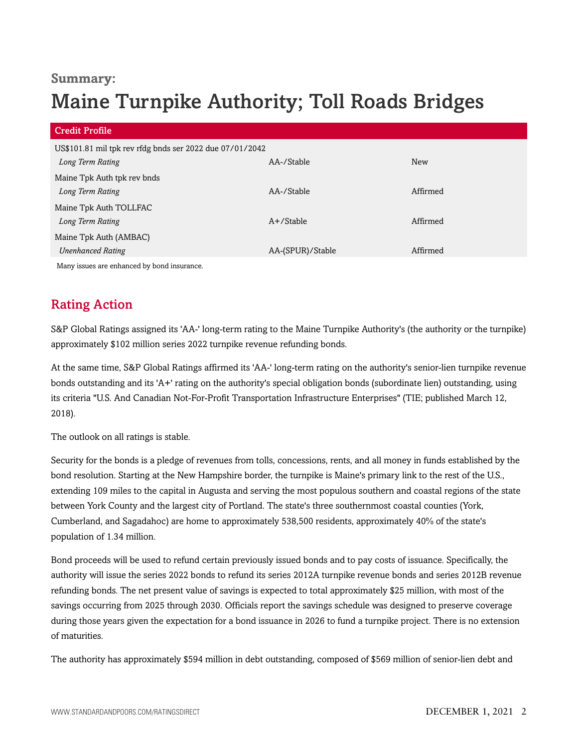**Summary:**

# Maine Turnpike Authority; Toll Roads Bridges

| Credit Profile | | |
|---|---|---|
| US$101.81 mil tpk rev rfdg bnds ser 2022 due 07/01/2042 | | |
| *Long Term Rating* | AA-/Stable | New |
| Maine Tpk Auth tpk rev bnds | | |
| *Long Term Rating* | AA-/Stable | Affirmed |
| Maine Tpk Auth TOLLFAC | | |
| *Long Term Rating* | A+/Stable | Affirmed |
| Maine Tpk Auth (AMBAC) | | |
| *Unenhanced Rating* | AA-(SPUR)/Stable | Affirmed |

Many issues are enhanced by bond insurance.

## Rating Action

S&P Global Ratings assigned its 'AA-' long-term rating to the Maine Turnpike Authority's (the authority or the turnpike) approximately $102 million series 2022 turnpike revenue refunding bonds.

At the same time, S&P Global Ratings affirmed its 'AA-' long-term rating on the authority's senior-lien turnpike revenue bonds outstanding and its 'A+' rating on the authority's special obligation bonds (subordinate lien) outstanding, using its criteria "U.S. And Canadian Not-For-Profit Transportation Infrastructure Enterprises" (TIE; published March 12, 2018).

The outlook on all ratings is stable.

Security for the bonds is a pledge of revenues from tolls, concessions, rents, and all money in funds established by the bond resolution. Starting at the New Hampshire border, the turnpike is Maine's primary link to the rest of the U.S., extending 109 miles to the capital in Augusta and serving the most populous southern and coastal regions of the state between York County and the largest city of Portland. The state's three southernmost coastal counties (York, Cumberland, and Sagadahoc) are home to approximately 538,500 residents, approximately 40% of the state's population of 1.34 million.

Bond proceeds will be used to refund certain previously issued bonds and to pay costs of issuance. Specifically, the authority will issue the series 2022 bonds to refund its series 2012A turnpike revenue bonds and series 2012B revenue refunding bonds. The net present value of savings is expected to total approximately $25 million, with most of the savings occurring from 2025 through 2030. Officials report the savings schedule was designed to preserve coverage during those years given the expectation for a bond issuance in 2026 to fund a turnpike project. There is no extension of maturities.

The authority has approximately $594 million in debt outstanding, composed of $569 million of senior-lien debt and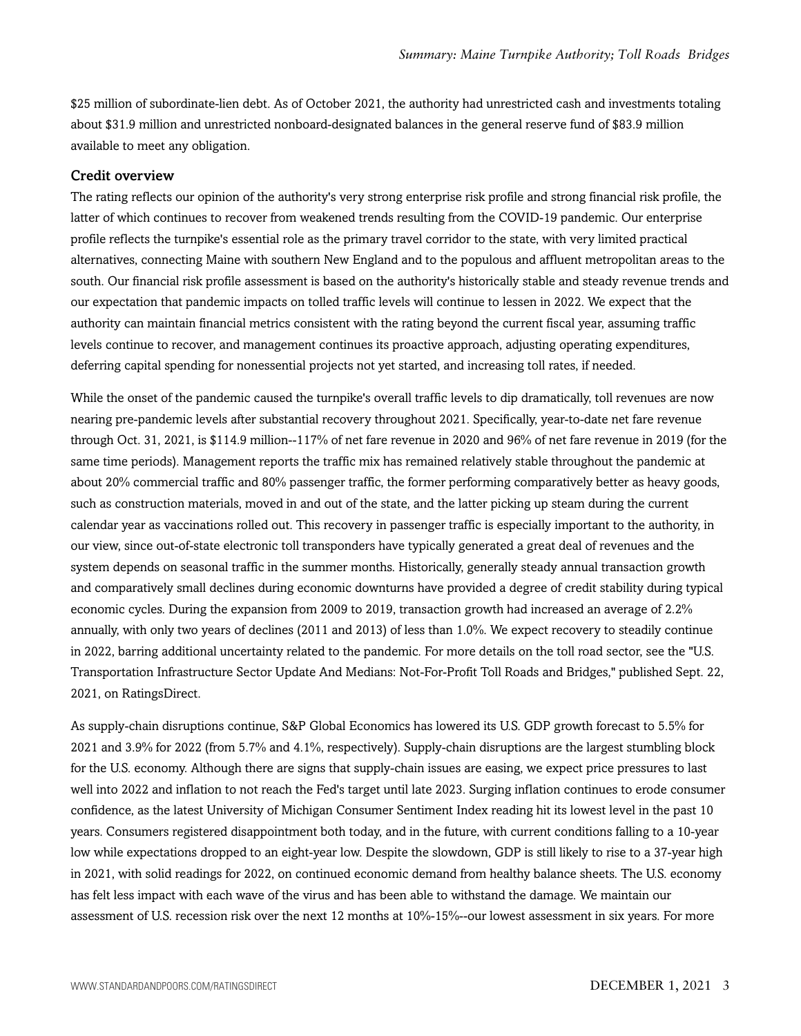$25 million of subordinate-lien debt. As of October 2021, the authority had unrestricted cash and investments totaling about $31.9 million and unrestricted nonboard-designated balances in the general reserve fund of $83.9 million available to meet any obligation.

## Credit overview

The rating reflects our opinion of the authority's very strong enterprise risk profile and strong financial risk profile, the latter of which continues to recover from weakened trends resulting from the COVID-19 pandemic. Our enterprise profile reflects the turnpike's essential role as the primary travel corridor to the state, with very limited practical alternatives, connecting Maine with southern New England and to the populous and affluent metropolitan areas to the south. Our financial risk profile assessment is based on the authority's historically stable and steady revenue trends and our expectation that pandemic impacts on tolled traffic levels will continue to lessen in 2022. We expect that the authority can maintain financial metrics consistent with the rating beyond the current fiscal year, assuming traffic levels continue to recover, and management continues its proactive approach, adjusting operating expenditures, deferring capital spending for nonessential projects not yet started, and increasing toll rates, if needed.

While the onset of the pandemic caused the turnpike's overall traffic levels to dip dramatically, toll revenues are now nearing pre-pandemic levels after substantial recovery throughout 2021. Specifically, year-to-date net fare revenue through Oct. 31, 2021, is $114.9 million--117% of net fare revenue in 2020 and 96% of net fare revenue in 2019 (for the same time periods). Management reports the traffic mix has remained relatively stable throughout the pandemic at about 20% commercial traffic and 80% passenger traffic, the former performing comparatively better as heavy goods, such as construction materials, moved in and out of the state, and the latter picking up steam during the current calendar year as vaccinations rolled out. This recovery in passenger traffic is especially important to the authority, in our view, since out-of-state electronic toll transponders have typically generated a great deal of revenues and the system depends on seasonal traffic in the summer months. Historically, generally steady annual transaction growth and comparatively small declines during economic downturns have provided a degree of credit stability during typical economic cycles. During the expansion from 2009 to 2019, transaction growth had increased an average of 2.2% annually, with only two years of declines (2011 and 2013) of less than 1.0%. We expect recovery to steadily continue in 2022, barring additional uncertainty related to the pandemic. For more details on the toll road sector, see the "U.S. Transportation Infrastructure Sector Update And Medians: Not-For-Profit Toll Roads and Bridges," published Sept. 22, 2021, on RatingsDirect.

As supply-chain disruptions continue, S&P Global Economics has lowered its U.S. GDP growth forecast to 5.5% for 2021 and 3.9% for 2022 (from 5.7% and 4.1%, respectively). Supply-chain disruptions are the largest stumbling block for the U.S. economy. Although there are signs that supply-chain issues are easing, we expect price pressures to last well into 2022 and inflation to not reach the Fed's target until late 2023. Surging inflation continues to erode consumer confidence, as the latest University of Michigan Consumer Sentiment Index reading hit its lowest level in the past 10 years. Consumers registered disappointment both today, and in the future, with current conditions falling to a 10-year low while expectations dropped to an eight-year low. Despite the slowdown, GDP is still likely to rise to a 37-year high in 2021, with solid readings for 2022, on continued economic demand from healthy balance sheets. The U.S. economy has felt less impact with each wave of the virus and has been able to withstand the damage. We maintain our assessment of U.S. recession risk over the next 12 months at 10%-15%--our lowest assessment in six years. For more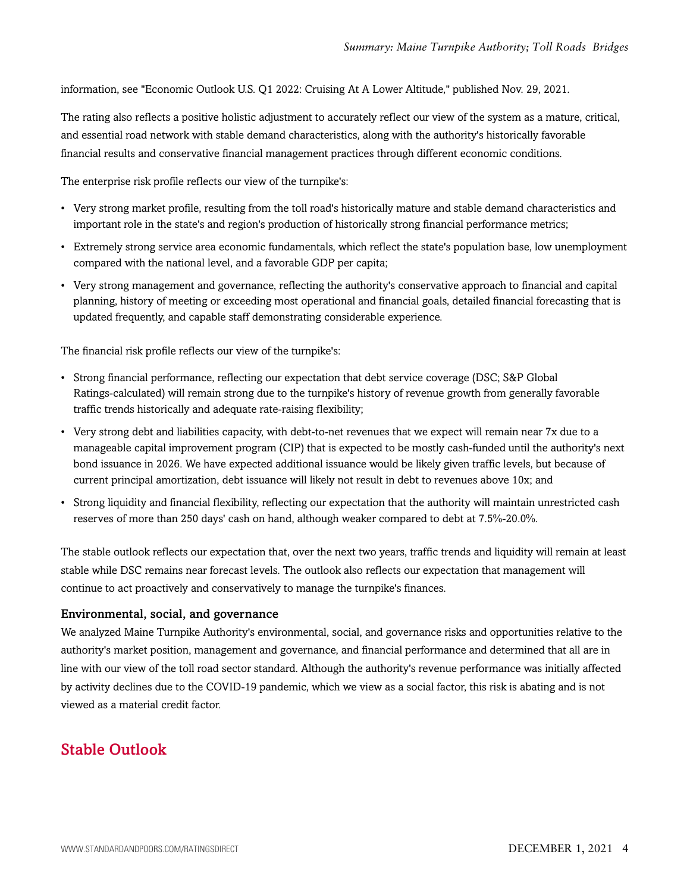information, see "Economic Outlook U.S. Q1 2022: Cruising At A Lower Altitude," published Nov. 29, 2021.

The rating also reflects a positive holistic adjustment to accurately reflect our view of the system as a mature, critical, and essential road network with stable demand characteristics, along with the authority's historically favorable financial results and conservative financial management practices through different economic conditions.

The enterprise risk profile reflects our view of the turnpike's:

- Very strong market profile, resulting from the toll road's historically mature and stable demand characteristics and important role in the state's and region's production of historically strong financial performance metrics;
- Extremely strong service area economic fundamentals, which reflect the state's population base, low unemployment compared with the national level, and a favorable GDP per capita;
- Very strong management and governance, reflecting the authority's conservative approach to financial and capital planning, history of meeting or exceeding most operational and financial goals, detailed financial forecasting that is updated frequently, and capable staff demonstrating considerable experience.

The financial risk profile reflects our view of the turnpike's:

- Strong financial performance, reflecting our expectation that debt service coverage (DSC; S&P Global Ratings-calculated) will remain strong due to the turnpike's history of revenue growth from generally favorable traffic trends historically and adequate rate-raising flexibility;
- Very strong debt and liabilities capacity, with debt-to-net revenues that we expect will remain near 7x due to a manageable capital improvement program (CIP) that is expected to be mostly cash-funded until the authority's next bond issuance in 2026. We have expected additional issuance would be likely given traffic levels, but because of current principal amortization, debt issuance will likely not result in debt to revenues above 10x; and
- Strong liquidity and financial flexibility, reflecting our expectation that the authority will maintain unrestricted cash reserves of more than 250 days' cash on hand, although weaker compared to debt at 7.5%-20.0%.

The stable outlook reflects our expectation that, over the next two years, traffic trends and liquidity will remain at least stable while DSC remains near forecast levels. The outlook also reflects our expectation that management will continue to act proactively and conservatively to manage the turnpike's finances.

### Environmental, social, and governance

We analyzed Maine Turnpike Authority's environmental, social, and governance risks and opportunities relative to the authority's market position, management and governance, and financial performance and determined that all are in line with our view of the toll road sector standard. Although the authority's revenue performance was initially affected by activity declines due to the COVID-19 pandemic, which we view as a social factor, this risk is abating and is not viewed as a material credit factor.

## Stable Outlook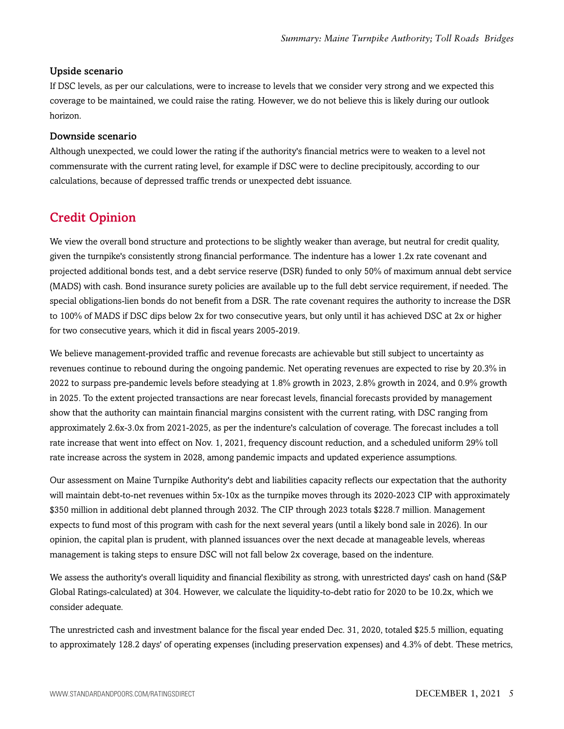### Upside scenario

If DSC levels, as per our calculations, were to increase to levels that we consider very strong and we expected this coverage to be maintained, we could raise the rating. However, we do not believe this is likely during our outlook horizon.

### Downside scenario

Although unexpected, we could lower the rating if the authority's financial metrics were to weaken to a level not commensurate with the current rating level, for example if DSC were to decline precipitously, according to our calculations, because of depressed traffic trends or unexpected debt issuance.

## Credit Opinion

We view the overall bond structure and protections to be slightly weaker than average, but neutral for credit quality, given the turnpike's consistently strong financial performance. The indenture has a lower 1.2x rate covenant and projected additional bonds test, and a debt service reserve (DSR) funded to only 50% of maximum annual debt service (MADS) with cash. Bond insurance surety policies are available up to the full debt service requirement, if needed. The special obligations-lien bonds do not benefit from a DSR. The rate covenant requires the authority to increase the DSR to 100% of MADS if DSC dips below 2x for two consecutive years, but only until it has achieved DSC at 2x or higher for two consecutive years, which it did in fiscal years 2005-2019.

We believe management-provided traffic and revenue forecasts are achievable but still subject to uncertainty as revenues continue to rebound during the ongoing pandemic. Net operating revenues are expected to rise by 20.3% in 2022 to surpass pre-pandemic levels before steadying at 1.8% growth in 2023, 2.8% growth in 2024, and 0.9% growth in 2025. To the extent projected transactions are near forecast levels, financial forecasts provided by management show that the authority can maintain financial margins consistent with the current rating, with DSC ranging from approximately 2.6x-3.0x from 2021-2025, as per the indenture's calculation of coverage. The forecast includes a toll rate increase that went into effect on Nov. 1, 2021, frequency discount reduction, and a scheduled uniform 29% toll rate increase across the system in 2028, among pandemic impacts and updated experience assumptions.

Our assessment on Maine Turnpike Authority's debt and liabilities capacity reflects our expectation that the authority will maintain debt-to-net revenues within 5x-10x as the turnpike moves through its 2020-2023 CIP with approximately $350 million in additional debt planned through 2032. The CIP through 2023 totals $228.7 million. Management expects to fund most of this program with cash for the next several years (until a likely bond sale in 2026). In our opinion, the capital plan is prudent, with planned issuances over the next decade at manageable levels, whereas management is taking steps to ensure DSC will not fall below 2x coverage, based on the indenture.

We assess the authority's overall liquidity and financial flexibility as strong, with unrestricted days' cash on hand (S&P Global Ratings-calculated) at 304. However, we calculate the liquidity-to-debt ratio for 2020 to be 10.2x, which we consider adequate.

The unrestricted cash and investment balance for the fiscal year ended Dec. 31, 2020, totaled $25.5 million, equating to approximately 128.2 days' of operating expenses (including preservation expenses) and 4.3% of debt. These metrics,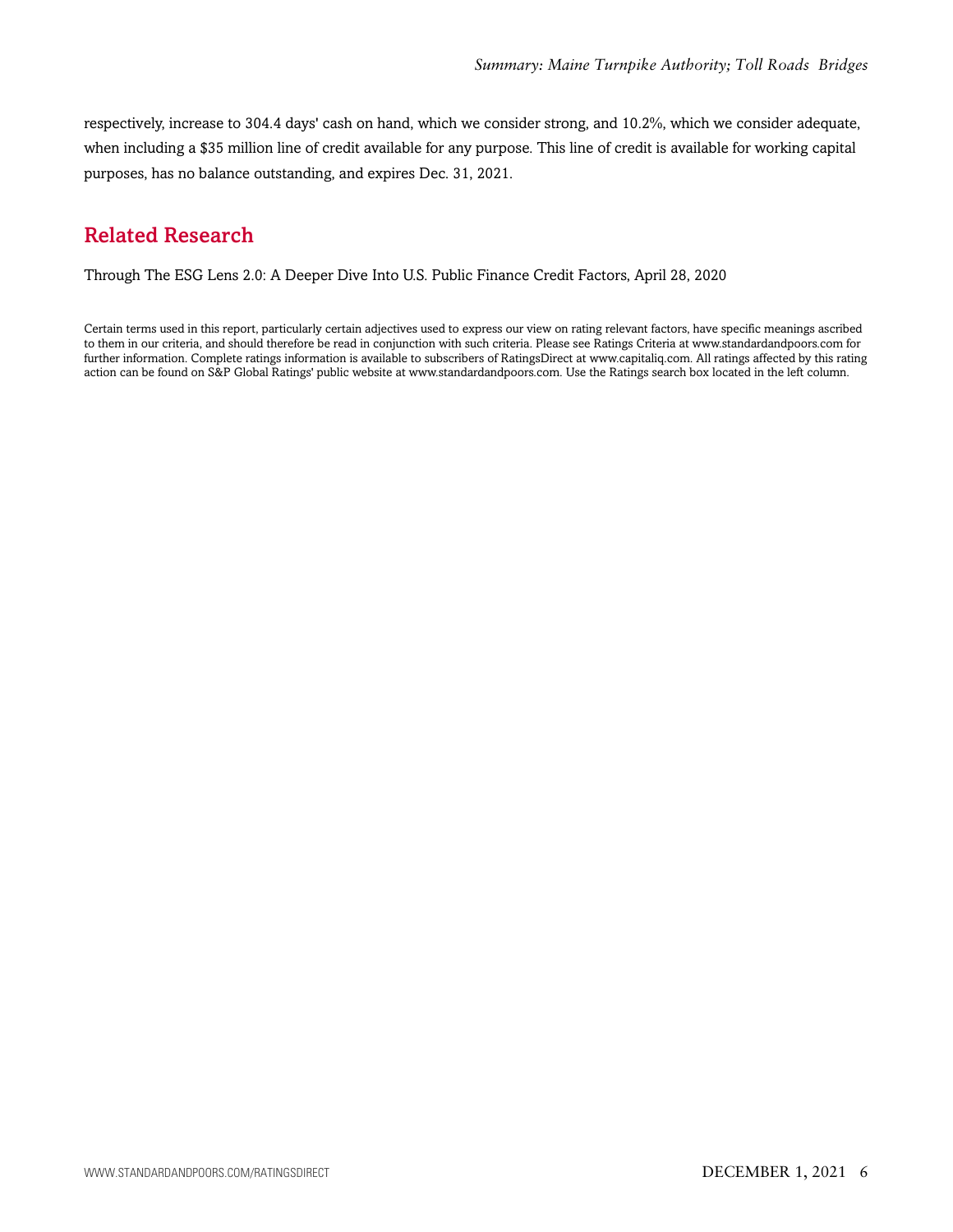respectively, increase to 304.4 days' cash on hand, which we consider strong, and 10.2%, which we consider adequate, when including a $35 million line of credit available for any purpose. This line of credit is available for working capital purposes, has no balance outstanding, and expires Dec. 31, 2021.

## Related Research

Through The ESG Lens 2.0: A Deeper Dive Into U.S. Public Finance Credit Factors, April 28, 2020

Certain terms used in this report, particularly certain adjectives used to express our view on rating relevant factors, have specific meanings ascribed to them in our criteria, and should therefore be read in conjunction with such criteria. Please see Ratings Criteria at www.standardandpoors.com for further information. Complete ratings information is available to subscribers of RatingsDirect at www.capitaliq.com. All ratings affected by this rating action can be found on S&P Global Ratings' public website at www.standardandpoors.com. Use the Ratings search box located in the left column.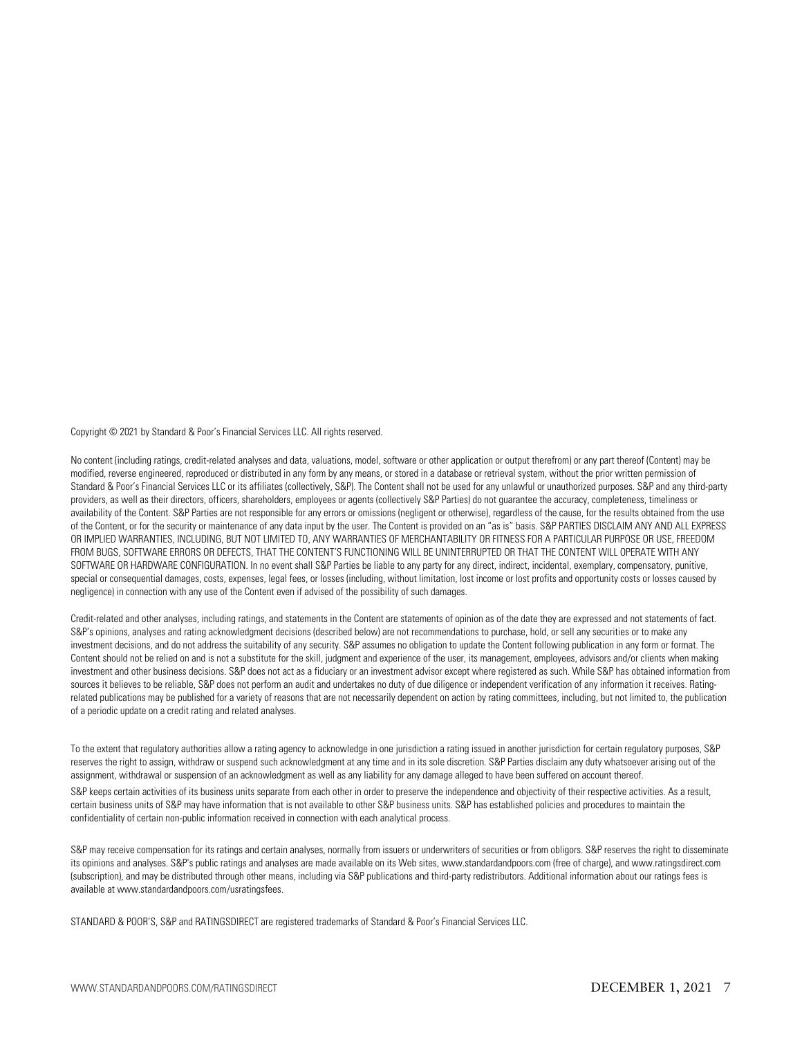Copyright © 2021 by Standard & Poor's Financial Services LLC. All rights reserved.

No content (including ratings, credit-related analyses and data, valuations, model, software or other application or output therefrom) or any part thereof (Content) may be modified, reverse engineered, reproduced or distributed in any form by any means, or stored in a database or retrieval system, without the prior written permission of Standard & Poor's Financial Services LLC or its affiliates (collectively, S&P). The Content shall not be used for any unlawful or unauthorized purposes. S&P and any third-party providers, as well as their directors, officers, shareholders, employees or agents (collectively S&P Parties) do not guarantee the accuracy, completeness, timeliness or availability of the Content. S&P Parties are not responsible for any errors or omissions (negligent or otherwise), regardless of the cause, for the results obtained from the use of the Content, or for the security or maintenance of any data input by the user. The Content is provided on an "as is" basis. S&P PARTIES DISCLAIM ANY AND ALL EXPRESS OR IMPLIED WARRANTIES, INCLUDING, BUT NOT LIMITED TO, ANY WARRANTIES OF MERCHANTABILITY OR FITNESS FOR A PARTICULAR PURPOSE OR USE, FREEDOM FROM BUGS, SOFTWARE ERRORS OR DEFECTS, THAT THE CONTENT'S FUNCTIONING WILL BE UNINTERRUPTED OR THAT THE CONTENT WILL OPERATE WITH ANY SOFTWARE OR HARDWARE CONFIGURATION. In no event shall S&P Parties be liable to any party for any direct, indirect, incidental, exemplary, compensatory, punitive, special or consequential damages, costs, expenses, legal fees, or losses (including, without limitation, lost income or lost profits and opportunity costs or losses caused by negligence) in connection with any use of the Content even if advised of the possibility of such damages.

Credit-related and other analyses, including ratings, and statements in the Content are statements of opinion as of the date they are expressed and not statements of fact. S&P's opinions, analyses and rating acknowledgment decisions (described below) are not recommendations to purchase, hold, or sell any securities or to make any investment decisions, and do not address the suitability of any security. S&P assumes no obligation to update the Content following publication in any form or format. The Content should not be relied on and is not a substitute for the skill, judgment and experience of the user, its management, employees, advisors and/or clients when making investment and other business decisions. S&P does not act as a fiduciary or an investment advisor except where registered as such. While S&P has obtained information from sources it believes to be reliable, S&P does not perform an audit and undertakes no duty of due diligence or independent verification of any information it receives. Rating-related publications may be published for a variety of reasons that are not necessarily dependent on action by rating committees, including, but not limited to, the publication of a periodic update on a credit rating and related analyses.

To the extent that regulatory authorities allow a rating agency to acknowledge in one jurisdiction a rating issued in another jurisdiction for certain regulatory purposes, S&P reserves the right to assign, withdraw or suspend such acknowledgment at any time and in its sole discretion. S&P Parties disclaim any duty whatsoever arising out of the assignment, withdrawal or suspension of an acknowledgment as well as any liability for any damage alleged to have been suffered on account thereof.

S&P keeps certain activities of its business units separate from each other in order to preserve the independence and objectivity of their respective activities. As a result, certain business units of S&P may have information that is not available to other S&P business units. S&P has established policies and procedures to maintain the confidentiality of certain non-public information received in connection with each analytical process.

S&P may receive compensation for its ratings and certain analyses, normally from issuers or underwriters of securities or from obligors. S&P reserves the right to disseminate its opinions and analyses. S&P's public ratings and analyses are made available on its Web sites, www.standardandpoors.com (free of charge), and www.ratingsdirect.com (subscription), and may be distributed through other means, including via S&P publications and third-party redistributors. Additional information about our ratings fees is available at www.standardandpoors.com/usratingsfees.

STANDARD & POOR'S, S&P and RATINGSDIRECT are registered trademarks of Standard & Poor's Financial Services LLC.